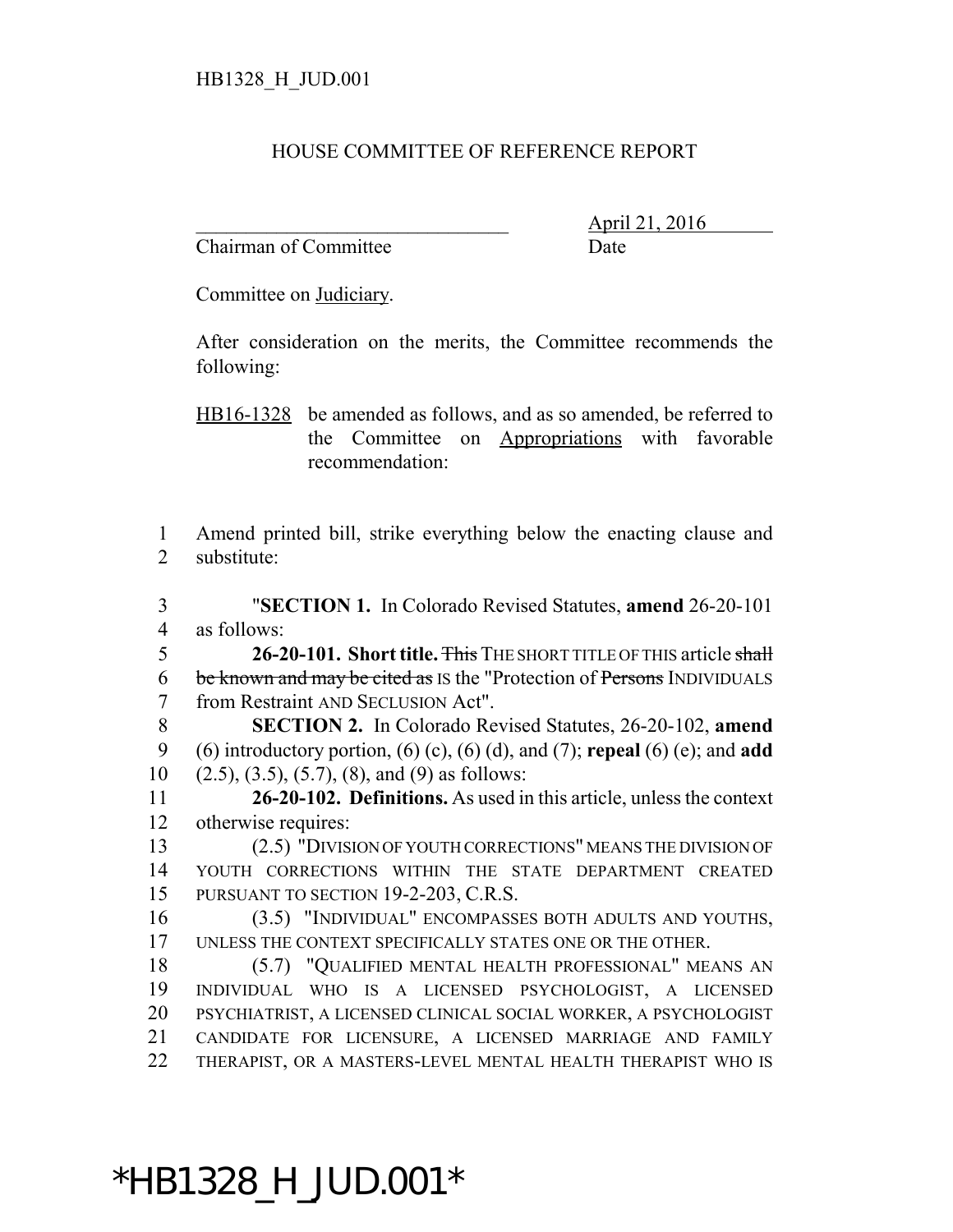HB1328_H_JUD.001

HOUSE COMMITTEE OF REFERENCE REPORT

_______________________________ April 21, 2016
Chairman of Committee Date

Committee on Judiciary.

After consideration on the merits, the Committee recommends the following:

HB16-1328 be amended as follows, and as so amended, be referred to the Committee on Appropriations with favorable recommendation:

1 Amend printed bill, strike everything below the enacting clause and
2 substitute:

3 "**SECTION 1.** In Colorado Revised Statutes, **amend** 26-20-101
4 as follows:

5 **26-20-101. Short title.** ~~This~~ THE SHORT TITLE OF THIS article ~~shall~~
6 ~~be known and may be cited as~~ IS the "Protection of ~~Persons~~ INDIVIDUALS
7 from Restraint AND SECLUSION Act".

8 **SECTION 2.** In Colorado Revised Statutes, 26-20-102, **amend**
9 (6) introductory portion, (6) (c), (6) (d), and (7); **repeal** (6) (e); and **add**
10 (2.5), (3.5), (5.7), (8), and (9) as follows:

11 **26-20-102. Definitions.** As used in this article, unless the context
12 otherwise requires:

13 (2.5) "DIVISION OF YOUTH CORRECTIONS" MEANS THE DIVISION OF
14 YOUTH CORRECTIONS WITHIN THE STATE DEPARTMENT CREATED
15 PURSUANT TO SECTION 19-2-203, C.R.S.

16 (3.5) "INDIVIDUAL" ENCOMPASSES BOTH ADULTS AND YOUTHS,
17 UNLESS THE CONTEXT SPECIFICALLY STATES ONE OR THE OTHER.

18 (5.7) "QUALIFIED MENTAL HEALTH PROFESSIONAL" MEANS AN
19 INDIVIDUAL WHO IS A LICENSED PSYCHOLOGIST, A LICENSED
20 PSYCHIATRIST, A LICENSED CLINICAL SOCIAL WORKER, A PSYCHOLOGIST
21 CANDIDATE FOR LICENSURE, A LICENSED MARRIAGE AND FAMILY
22 THERAPIST, OR A MASTERS-LEVEL MENTAL HEALTH THERAPIST WHO IS

*HB1328_H_JUD.001*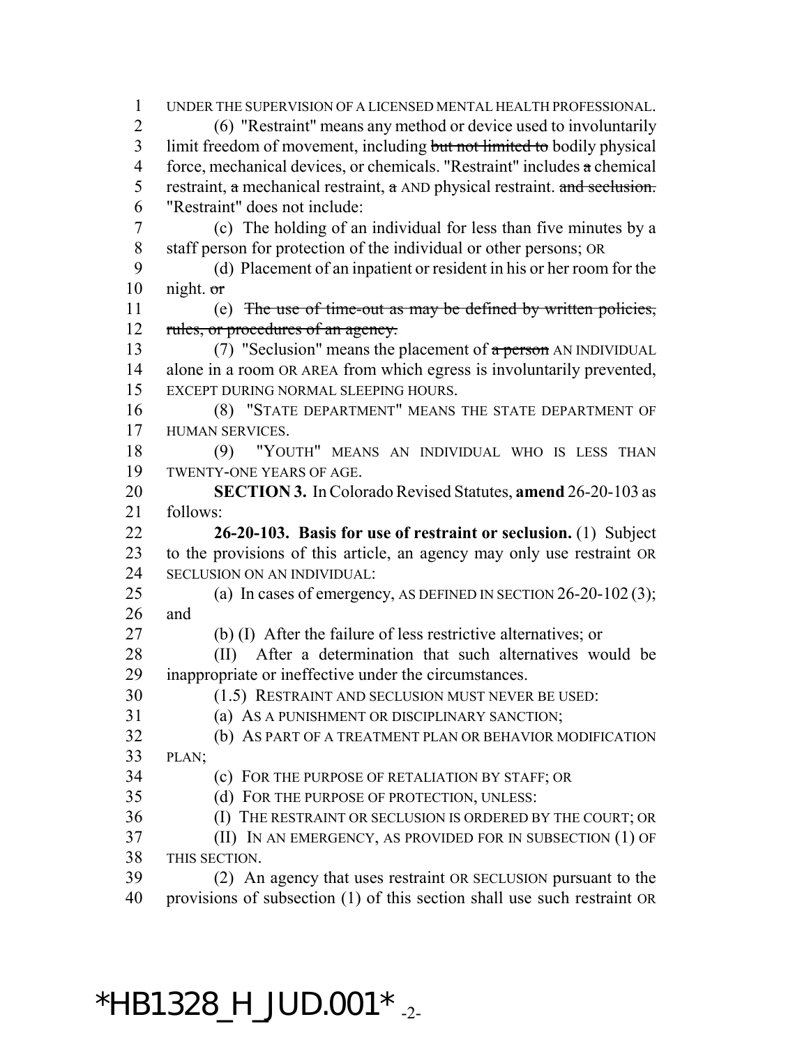UNDER THE SUPERVISION OF A LICENSED MENTAL HEALTH PROFESSIONAL.

(6) "Restraint" means any method or device used to involuntarily limit freedom of movement, including ~~but not limited to~~ bodily physical force, mechanical devices, or chemicals. "Restraint" includes ~~a~~ chemical restraint, ~~a~~ mechanical restraint, ~~a~~ AND physical restraint. ~~and seclusion.~~ "Restraint" does not include:

(c) The holding of an individual for less than five minutes by a staff person for protection of the individual or other persons; OR

(d) Placement of an inpatient or resident in his or her room for the night. ~~or~~

(e) ~~The use of time-out as may be defined by written policies, rules, or procedures of an agency.~~

(7) "Seclusion" means the placement of ~~a person~~ AN INDIVIDUAL alone in a room OR AREA from which egress is involuntarily prevented, EXCEPT DURING NORMAL SLEEPING HOURS.

(8) "STATE DEPARTMENT" MEANS THE STATE DEPARTMENT OF HUMAN SERVICES.

(9) "YOUTH" MEANS AN INDIVIDUAL WHO IS LESS THAN TWENTY-ONE YEARS OF AGE.

**SECTION 3.** In Colorado Revised Statutes, **amend** 26-20-103 as follows:

**26-20-103. Basis for use of restraint or seclusion.** (1) Subject to the provisions of this article, an agency may only use restraint OR SECLUSION ON AN INDIVIDUAL:

(a) In cases of emergency, AS DEFINED IN SECTION 26-20-102 (3); and

(b) (I) After the failure of less restrictive alternatives; or

(II) After a determination that such alternatives would be inappropriate or ineffective under the circumstances.

(1.5) RESTRAINT AND SECLUSION MUST NEVER BE USED:

(a) AS A PUNISHMENT OR DISCIPLINARY SANCTION;

(b) AS PART OF A TREATMENT PLAN OR BEHAVIOR MODIFICATION PLAN;

(c) FOR THE PURPOSE OF RETALIATION BY STAFF; OR

(d) FOR THE PURPOSE OF PROTECTION, UNLESS:

(I) THE RESTRAINT OR SECLUSION IS ORDERED BY THE COURT; OR

(II) IN AN EMERGENCY, AS PROVIDED FOR IN SUBSECTION (1) OF THIS SECTION.

(2) An agency that uses restraint OR SECLUSION pursuant to the provisions of subsection (1) of this section shall use such restraint OR

*HB1328_H_JUD.001*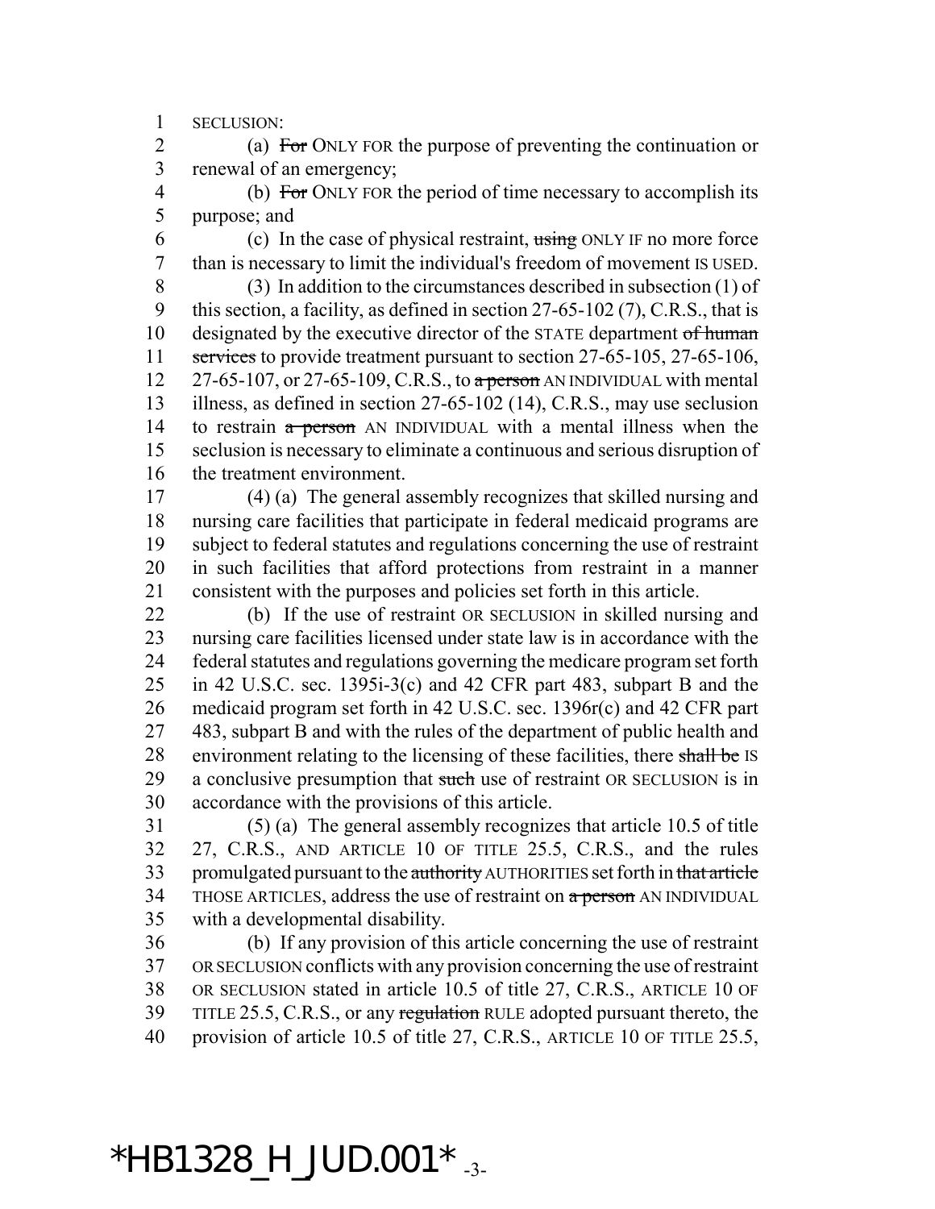SECLUSION:

(a) ~~For~~ ONLY FOR the purpose of preventing the continuation or renewal of an emergency;

(b) ~~For~~ ONLY FOR the period of time necessary to accomplish its purpose; and

(c) In the case of physical restraint, ~~using~~ ONLY IF no more force than is necessary to limit the individual's freedom of movement IS USED.

(3) In addition to the circumstances described in subsection (1) of this section, a facility, as defined in section 27-65-102 (7), C.R.S., that is designated by the executive director of the STATE department ~~of human services~~ to provide treatment pursuant to section 27-65-105, 27-65-106, 27-65-107, or 27-65-109, C.R.S., to ~~a person~~ AN INDIVIDUAL with mental illness, as defined in section 27-65-102 (14), C.R.S., may use seclusion to restrain ~~a person~~ AN INDIVIDUAL with a mental illness when the seclusion is necessary to eliminate a continuous and serious disruption of the treatment environment.

(4) (a) The general assembly recognizes that skilled nursing and nursing care facilities that participate in federal medicaid programs are subject to federal statutes and regulations concerning the use of restraint in such facilities that afford protections from restraint in a manner consistent with the purposes and policies set forth in this article.

(b) If the use of restraint OR SECLUSION in skilled nursing and nursing care facilities licensed under state law is in accordance with the federal statutes and regulations governing the medicare program set forth in 42 U.S.C. sec. 1395i-3(c) and 42 CFR part 483, subpart B and the medicaid program set forth in 42 U.S.C. sec. 1396r(c) and 42 CFR part 483, subpart B and with the rules of the department of public health and environment relating to the licensing of these facilities, there ~~shall be~~ IS a conclusive presumption that ~~such~~ use of restraint OR SECLUSION is in accordance with the provisions of this article.

(5) (a) The general assembly recognizes that article 10.5 of title 27, C.R.S., AND ARTICLE 10 OF TITLE 25.5, C.R.S., and the rules promulgated pursuant to the ~~authority~~ AUTHORITIES set forth in ~~that article~~ THOSE ARTICLES, address the use of restraint on ~~a person~~ AN INDIVIDUAL with a developmental disability.

(b) If any provision of this article concerning the use of restraint OR SECLUSION conflicts with any provision concerning the use of restraint OR SECLUSION stated in article 10.5 of title 27, C.R.S., ARTICLE 10 OF TITLE 25.5, C.R.S., or any ~~regulation~~ RULE adopted pursuant thereto, the provision of article 10.5 of title 27, C.R.S., ARTICLE 10 OF TITLE 25.5,

*HB1328_H_JUD.001*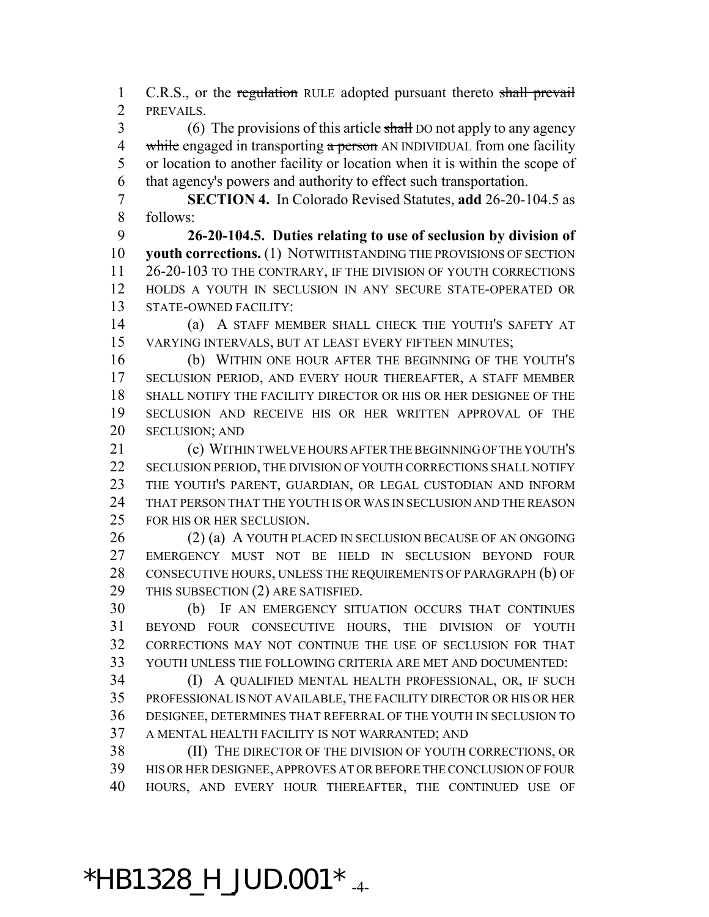C.R.S., or the ~~regulation~~ RULE adopted pursuant thereto ~~shall prevail~~ PREVAILS.

(6) The provisions of this article ~~shall~~ DO not apply to any agency ~~while~~ engaged in transporting ~~a person~~ AN INDIVIDUAL from one facility or location to another facility or location when it is within the scope of that agency's powers and authority to effect such transportation.

**SECTION 4.** In Colorado Revised Statutes, **add** 26-20-104.5 as follows:

**26-20-104.5. Duties relating to use of seclusion by division of youth corrections.** (1) NOTWITHSTANDING THE PROVISIONS OF SECTION 26-20-103 TO THE CONTRARY, IF THE DIVISION OF YOUTH CORRECTIONS HOLDS A YOUTH IN SECLUSION IN ANY SECURE STATE-OPERATED OR STATE-OWNED FACILITY:

(a) A STAFF MEMBER SHALL CHECK THE YOUTH'S SAFETY AT VARYING INTERVALS, BUT AT LEAST EVERY FIFTEEN MINUTES;

(b) WITHIN ONE HOUR AFTER THE BEGINNING OF THE YOUTH'S SECLUSION PERIOD, AND EVERY HOUR THEREAFTER, A STAFF MEMBER SHALL NOTIFY THE FACILITY DIRECTOR OR HIS OR HER DESIGNEE OF THE SECLUSION AND RECEIVE HIS OR HER WRITTEN APPROVAL OF THE SECLUSION; AND

(c) WITHIN TWELVE HOURS AFTER THE BEGINNING OF THE YOUTH'S SECLUSION PERIOD, THE DIVISION OF YOUTH CORRECTIONS SHALL NOTIFY THE YOUTH'S PARENT, GUARDIAN, OR LEGAL CUSTODIAN AND INFORM THAT PERSON THAT THE YOUTH IS OR WAS IN SECLUSION AND THE REASON FOR HIS OR HER SECLUSION.

(2) (a) A YOUTH PLACED IN SECLUSION BECAUSE OF AN ONGOING EMERGENCY MUST NOT BE HELD IN SECLUSION BEYOND FOUR CONSECUTIVE HOURS, UNLESS THE REQUIREMENTS OF PARAGRAPH (b) OF THIS SUBSECTION (2) ARE SATISFIED.

(b) IF AN EMERGENCY SITUATION OCCURS THAT CONTINUES BEYOND FOUR CONSECUTIVE HOURS, THE DIVISION OF YOUTH CORRECTIONS MAY NOT CONTINUE THE USE OF SECLUSION FOR THAT YOUTH UNLESS THE FOLLOWING CRITERIA ARE MET AND DOCUMENTED:

(I) A QUALIFIED MENTAL HEALTH PROFESSIONAL, OR, IF SUCH PROFESSIONAL IS NOT AVAILABLE, THE FACILITY DIRECTOR OR HIS OR HER DESIGNEE, DETERMINES THAT REFERRAL OF THE YOUTH IN SECLUSION TO A MENTAL HEALTH FACILITY IS NOT WARRANTED; AND

(II) THE DIRECTOR OF THE DIVISION OF YOUTH CORRECTIONS, OR HIS OR HER DESIGNEE, APPROVES AT OR BEFORE THE CONCLUSION OF FOUR HOURS, AND EVERY HOUR THEREAFTER, THE CONTINUED USE OF

*HB1328_H_JUD.001*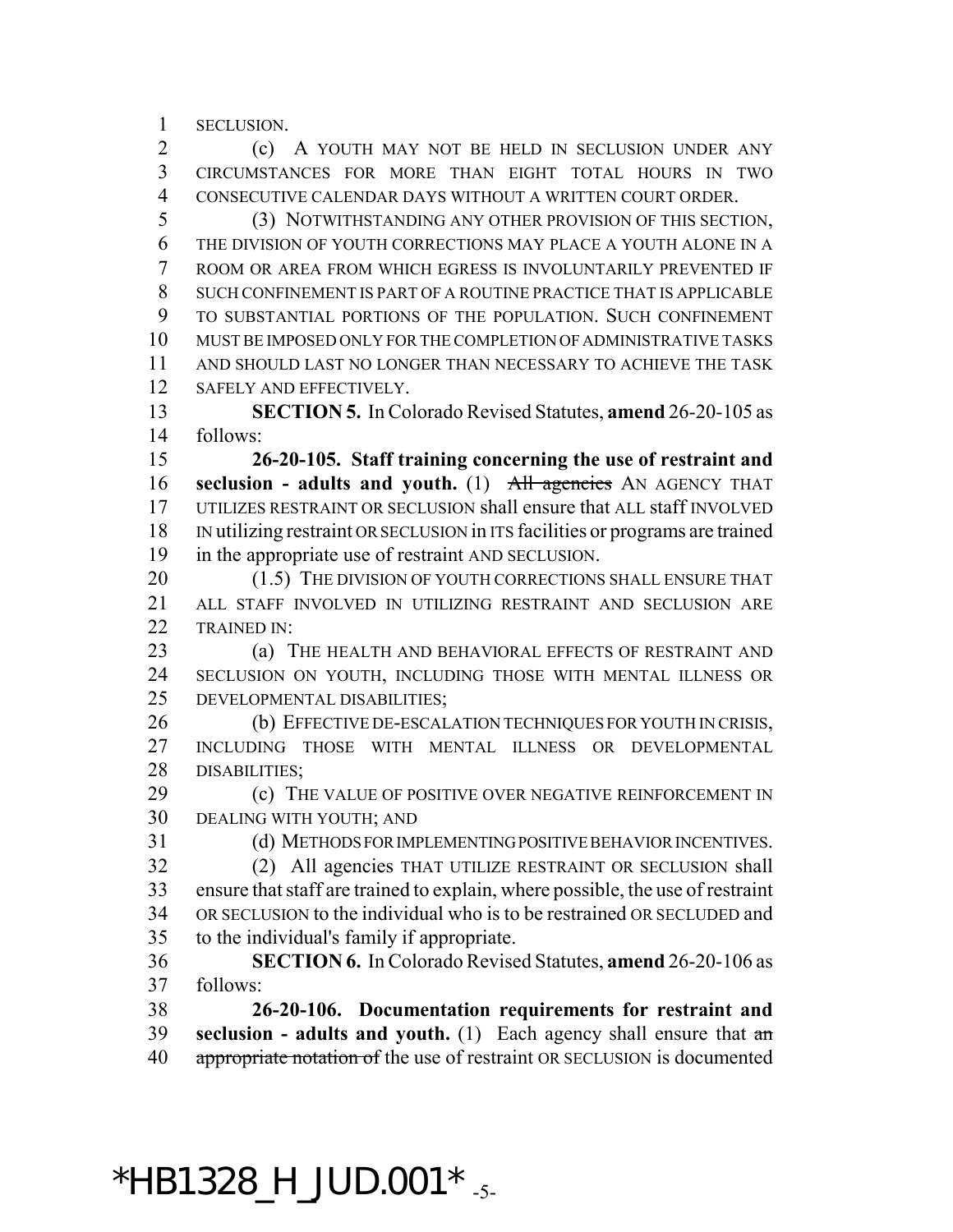SECLUSION.

(c) A YOUTH MAY NOT BE HELD IN SECLUSION UNDER ANY CIRCUMSTANCES FOR MORE THAN EIGHT TOTAL HOURS IN TWO CONSECUTIVE CALENDAR DAYS WITHOUT A WRITTEN COURT ORDER.

(3) NOTWITHSTANDING ANY OTHER PROVISION OF THIS SECTION, THE DIVISION OF YOUTH CORRECTIONS MAY PLACE A YOUTH ALONE IN A ROOM OR AREA FROM WHICH EGRESS IS INVOLUNTARILY PREVENTED IF SUCH CONFINEMENT IS PART OF A ROUTINE PRACTICE THAT IS APPLICABLE TO SUBSTANTIAL PORTIONS OF THE POPULATION. SUCH CONFINEMENT MUST BE IMPOSED ONLY FOR THE COMPLETION OF ADMINISTRATIVE TASKS AND SHOULD LAST NO LONGER THAN NECESSARY TO ACHIEVE THE TASK SAFELY AND EFFECTIVELY.

**SECTION 5.** In Colorado Revised Statutes, **amend** 26-20-105 as follows:

**26-20-105. Staff training concerning the use of restraint and seclusion - adults and youth.** (1) ~~All agencies~~ AN AGENCY THAT UTILIZES RESTRAINT OR SECLUSION shall ensure that ALL staff INVOLVED IN utilizing restraint OR SECLUSION in ITS facilities or programs are trained in the appropriate use of restraint AND SECLUSION.

(1.5) THE DIVISION OF YOUTH CORRECTIONS SHALL ENSURE THAT ALL STAFF INVOLVED IN UTILIZING RESTRAINT AND SECLUSION ARE TRAINED IN:

(a) THE HEALTH AND BEHAVIORAL EFFECTS OF RESTRAINT AND SECLUSION ON YOUTH, INCLUDING THOSE WITH MENTAL ILLNESS OR DEVELOPMENTAL DISABILITIES;

(b) EFFECTIVE DE-ESCALATION TECHNIQUES FOR YOUTH IN CRISIS, INCLUDING THOSE WITH MENTAL ILLNESS OR DEVELOPMENTAL DISABILITIES;

(c) THE VALUE OF POSITIVE OVER NEGATIVE REINFORCEMENT IN DEALING WITH YOUTH; AND

(d) METHODS FOR IMPLEMENTING POSITIVE BEHAVIOR INCENTIVES.

(2) All agencies THAT UTILIZE RESTRAINT OR SECLUSION shall ensure that staff are trained to explain, where possible, the use of restraint OR SECLUSION to the individual who is to be restrained OR SECLUDED and to the individual's family if appropriate.

**SECTION 6.** In Colorado Revised Statutes, **amend** 26-20-106 as follows:

**26-20-106. Documentation requirements for restraint and seclusion - adults and youth.** (1) Each agency shall ensure that ~~an appropriate notation of~~ the use of restraint OR SECLUSION is documented

*HB1328_H_JUD.001*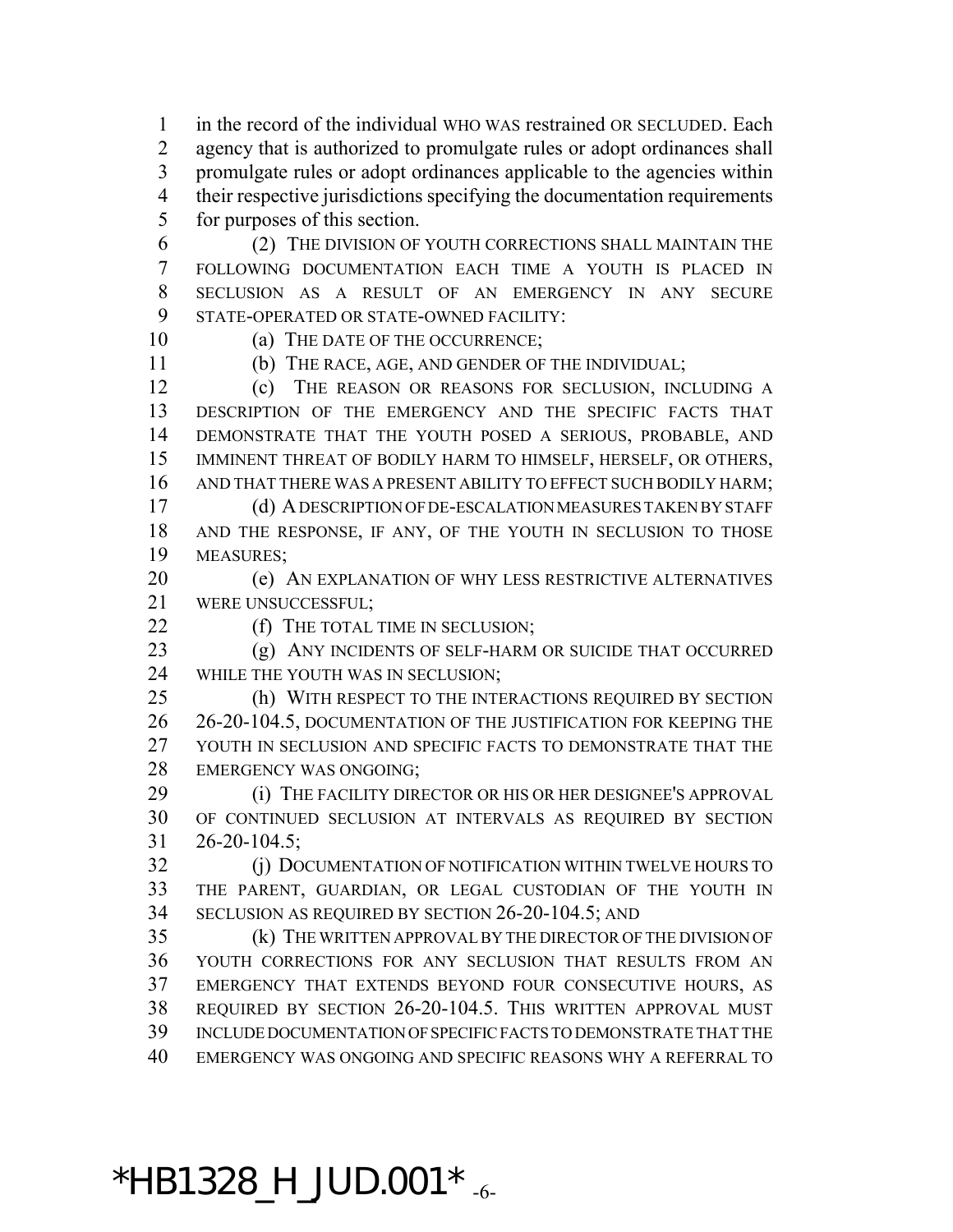in the record of the individual WHO WAS restrained OR SECLUDED. Each agency that is authorized to promulgate rules or adopt ordinances shall promulgate rules or adopt ordinances applicable to the agencies within their respective jurisdictions specifying the documentation requirements for purposes of this section.

(2) THE DIVISION OF YOUTH CORRECTIONS SHALL MAINTAIN THE FOLLOWING DOCUMENTATION EACH TIME A YOUTH IS PLACED IN SECLUSION AS A RESULT OF AN EMERGENCY IN ANY SECURE STATE-OPERATED OR STATE-OWNED FACILITY:

(a) THE DATE OF THE OCCURRENCE;

(b) THE RACE, AGE, AND GENDER OF THE INDIVIDUAL;

(c) THE REASON OR REASONS FOR SECLUSION, INCLUDING A DESCRIPTION OF THE EMERGENCY AND THE SPECIFIC FACTS THAT DEMONSTRATE THAT THE YOUTH POSED A SERIOUS, PROBABLE, AND IMMINENT THREAT OF BODILY HARM TO HIMSELF, HERSELF, OR OTHERS, AND THAT THERE WAS A PRESENT ABILITY TO EFFECT SUCH BODILY HARM;

(d) A DESCRIPTION OF DE-ESCALATION MEASURES TAKEN BY STAFF AND THE RESPONSE, IF ANY, OF THE YOUTH IN SECLUSION TO THOSE MEASURES;

(e) AN EXPLANATION OF WHY LESS RESTRICTIVE ALTERNATIVES WERE UNSUCCESSFUL;

(f) THE TOTAL TIME IN SECLUSION;

(g) ANY INCIDENTS OF SELF-HARM OR SUICIDE THAT OCCURRED WHILE THE YOUTH WAS IN SECLUSION;

(h) WITH RESPECT TO THE INTERACTIONS REQUIRED BY SECTION 26-20-104.5, DOCUMENTATION OF THE JUSTIFICATION FOR KEEPING THE YOUTH IN SECLUSION AND SPECIFIC FACTS TO DEMONSTRATE THAT THE EMERGENCY WAS ONGOING;

(i) THE FACILITY DIRECTOR OR HIS OR HER DESIGNEE'S APPROVAL OF CONTINUED SECLUSION AT INTERVALS AS REQUIRED BY SECTION 26-20-104.5;

(j) DOCUMENTATION OF NOTIFICATION WITHIN TWELVE HOURS TO THE PARENT, GUARDIAN, OR LEGAL CUSTODIAN OF THE YOUTH IN SECLUSION AS REQUIRED BY SECTION 26-20-104.5; AND

(k) THE WRITTEN APPROVAL BY THE DIRECTOR OF THE DIVISION OF YOUTH CORRECTIONS FOR ANY SECLUSION THAT RESULTS FROM AN EMERGENCY THAT EXTENDS BEYOND FOUR CONSECUTIVE HOURS, AS REQUIRED BY SECTION 26-20-104.5. THIS WRITTEN APPROVAL MUST INCLUDE DOCUMENTATION OF SPECIFIC FACTS TO DEMONSTRATE THAT THE EMERGENCY WAS ONGOING AND SPECIFIC REASONS WHY A REFERRAL TO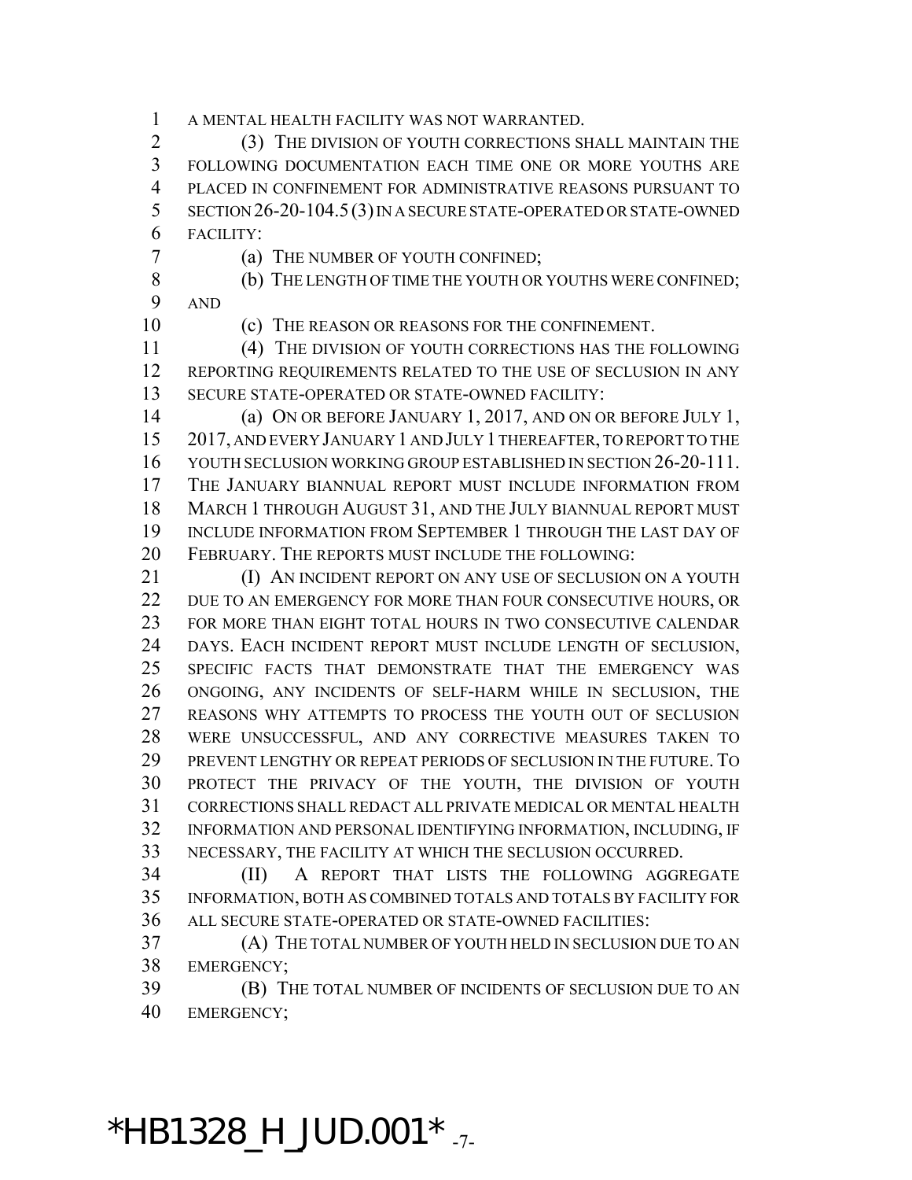A MENTAL HEALTH FACILITY WAS NOT WARRANTED.

(3) THE DIVISION OF YOUTH CORRECTIONS SHALL MAINTAIN THE FOLLOWING DOCUMENTATION EACH TIME ONE OR MORE YOUTHS ARE PLACED IN CONFINEMENT FOR ADMINISTRATIVE REASONS PURSUANT TO SECTION 26-20-104.5 (3) IN A SECURE STATE-OPERATED OR STATE-OWNED FACILITY:

(a) THE NUMBER OF YOUTH CONFINED;

(b) THE LENGTH OF TIME THE YOUTH OR YOUTHS WERE CONFINED; AND

(c) THE REASON OR REASONS FOR THE CONFINEMENT.

(4) THE DIVISION OF YOUTH CORRECTIONS HAS THE FOLLOWING REPORTING REQUIREMENTS RELATED TO THE USE OF SECLUSION IN ANY SECURE STATE-OPERATED OR STATE-OWNED FACILITY:

(a) ON OR BEFORE JANUARY 1, 2017, AND ON OR BEFORE JULY 1, 2017, AND EVERY JANUARY 1 AND JULY 1 THEREAFTER, TO REPORT TO THE YOUTH SECLUSION WORKING GROUP ESTABLISHED IN SECTION 26-20-111. THE JANUARY BIANNUAL REPORT MUST INCLUDE INFORMATION FROM MARCH 1 THROUGH AUGUST 31, AND THE JULY BIANNUAL REPORT MUST INCLUDE INFORMATION FROM SEPTEMBER 1 THROUGH THE LAST DAY OF FEBRUARY. THE REPORTS MUST INCLUDE THE FOLLOWING:

(I) AN INCIDENT REPORT ON ANY USE OF SECLUSION ON A YOUTH DUE TO AN EMERGENCY FOR MORE THAN FOUR CONSECUTIVE HOURS, OR FOR MORE THAN EIGHT TOTAL HOURS IN TWO CONSECUTIVE CALENDAR DAYS. EACH INCIDENT REPORT MUST INCLUDE LENGTH OF SECLUSION, SPECIFIC FACTS THAT DEMONSTRATE THAT THE EMERGENCY WAS ONGOING, ANY INCIDENTS OF SELF-HARM WHILE IN SECLUSION, THE REASONS WHY ATTEMPTS TO PROCESS THE YOUTH OUT OF SECLUSION WERE UNSUCCESSFUL, AND ANY CORRECTIVE MEASURES TAKEN TO PREVENT LENGTHY OR REPEAT PERIODS OF SECLUSION IN THE FUTURE. TO PROTECT THE PRIVACY OF THE YOUTH, THE DIVISION OF YOUTH CORRECTIONS SHALL REDACT ALL PRIVATE MEDICAL OR MENTAL HEALTH INFORMATION AND PERSONAL IDENTIFYING INFORMATION, INCLUDING, IF NECESSARY, THE FACILITY AT WHICH THE SECLUSION OCCURRED.

(II) A REPORT THAT LISTS THE FOLLOWING AGGREGATE INFORMATION, BOTH AS COMBINED TOTALS AND TOTALS BY FACILITY FOR ALL SECURE STATE-OPERATED OR STATE-OWNED FACILITIES:

(A) THE TOTAL NUMBER OF YOUTH HELD IN SECLUSION DUE TO AN EMERGENCY;

(B) THE TOTAL NUMBER OF INCIDENTS OF SECLUSION DUE TO AN EMERGENCY;

*HB1328_H_JUD.001*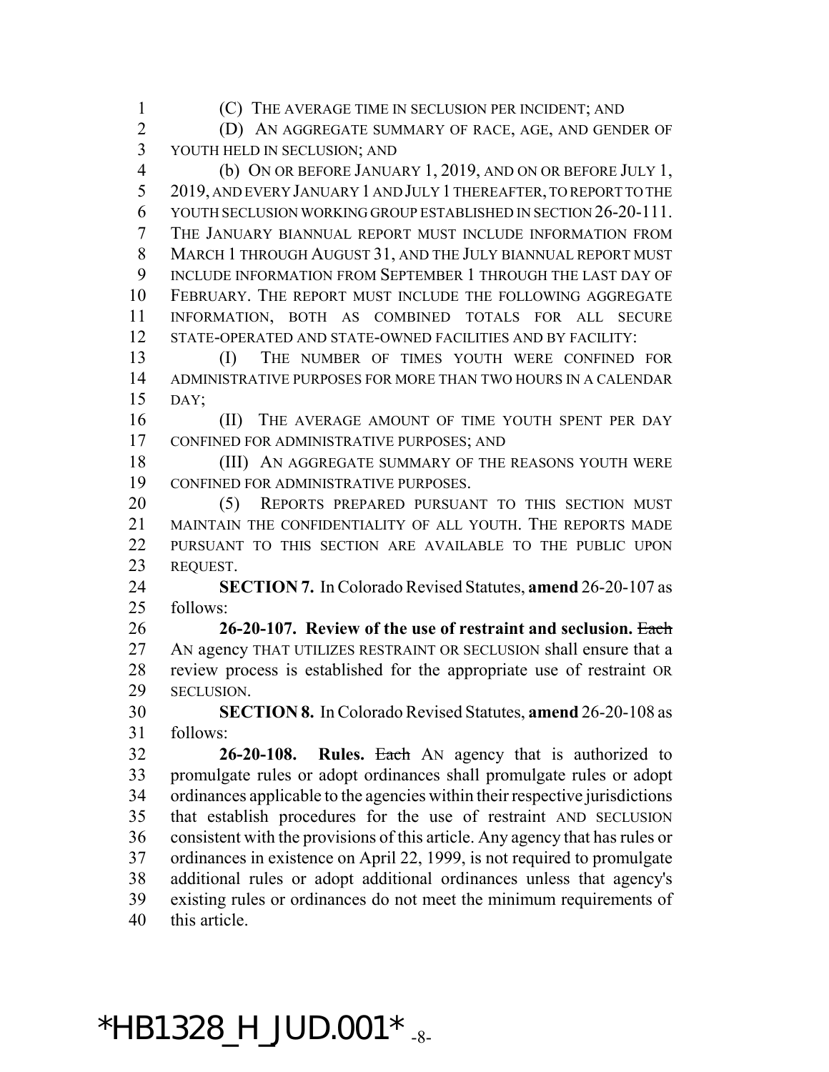(C) THE AVERAGE TIME IN SECLUSION PER INCIDENT; AND

(D) AN AGGREGATE SUMMARY OF RACE, AGE, AND GENDER OF YOUTH HELD IN SECLUSION; AND

(b) ON OR BEFORE JANUARY 1, 2019, AND ON OR BEFORE JULY 1, 2019, AND EVERY JANUARY 1 AND JULY 1 THEREAFTER, TO REPORT TO THE YOUTH SECLUSION WORKING GROUP ESTABLISHED IN SECTION 26-20-111. THE JANUARY BIANNUAL REPORT MUST INCLUDE INFORMATION FROM MARCH 1 THROUGH AUGUST 31, AND THE JULY BIANNUAL REPORT MUST INCLUDE INFORMATION FROM SEPTEMBER 1 THROUGH THE LAST DAY OF FEBRUARY. THE REPORT MUST INCLUDE THE FOLLOWING AGGREGATE INFORMATION, BOTH AS COMBINED TOTALS FOR ALL SECURE STATE-OPERATED AND STATE-OWNED FACILITIES AND BY FACILITY:

(I) THE NUMBER OF TIMES YOUTH WERE CONFINED FOR ADMINISTRATIVE PURPOSES FOR MORE THAN TWO HOURS IN A CALENDAR DAY;

(II) THE AVERAGE AMOUNT OF TIME YOUTH SPENT PER DAY CONFINED FOR ADMINISTRATIVE PURPOSES; AND

(III) AN AGGREGATE SUMMARY OF THE REASONS YOUTH WERE CONFINED FOR ADMINISTRATIVE PURPOSES.

(5) REPORTS PREPARED PURSUANT TO THIS SECTION MUST MAINTAIN THE CONFIDENTIALITY OF ALL YOUTH. THE REPORTS MADE PURSUANT TO THIS SECTION ARE AVAILABLE TO THE PUBLIC UPON REQUEST.

**SECTION 7.** In Colorado Revised Statutes, **amend** 26-20-107 as follows:

**26-20-107. Review of the use of restraint and seclusion.** ~~Each~~ AN agency THAT UTILIZES RESTRAINT OR SECLUSION shall ensure that a review process is established for the appropriate use of restraint OR SECLUSION.

**SECTION 8.** In Colorado Revised Statutes, **amend** 26-20-108 as follows:

**26-20-108. Rules.** ~~Each~~ AN agency that is authorized to promulgate rules or adopt ordinances shall promulgate rules or adopt ordinances applicable to the agencies within their respective jurisdictions that establish procedures for the use of restraint AND SECLUSION consistent with the provisions of this article. Any agency that has rules or ordinances in existence on April 22, 1999, is not required to promulgate additional rules or adopt additional ordinances unless that agency's existing rules or ordinances do not meet the minimum requirements of this article.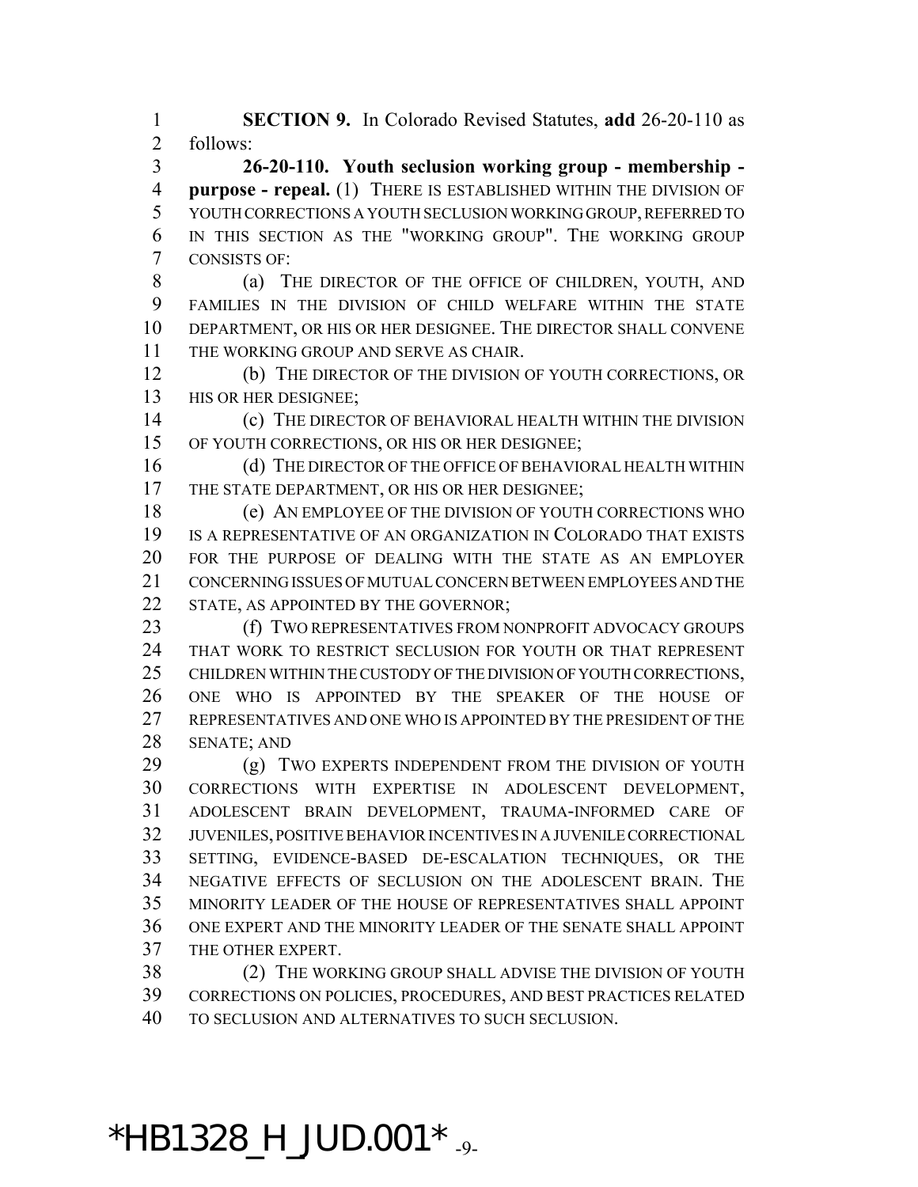**SECTION 9.** In Colorado Revised Statutes, **add** 26-20-110 as follows:

**26-20-110. Youth seclusion working group - membership - purpose - repeal.** (1) THERE IS ESTABLISHED WITHIN THE DIVISION OF YOUTH CORRECTIONS A YOUTH SECLUSION WORKING GROUP, REFERRED TO IN THIS SECTION AS THE "WORKING GROUP". THE WORKING GROUP CONSISTS OF:

(a) THE DIRECTOR OF THE OFFICE OF CHILDREN, YOUTH, AND FAMILIES IN THE DIVISION OF CHILD WELFARE WITHIN THE STATE DEPARTMENT, OR HIS OR HER DESIGNEE. THE DIRECTOR SHALL CONVENE THE WORKING GROUP AND SERVE AS CHAIR.

(b) THE DIRECTOR OF THE DIVISION OF YOUTH CORRECTIONS, OR HIS OR HER DESIGNEE;

(c) THE DIRECTOR OF BEHAVIORAL HEALTH WITHIN THE DIVISION OF YOUTH CORRECTIONS, OR HIS OR HER DESIGNEE;

(d) THE DIRECTOR OF THE OFFICE OF BEHAVIORAL HEALTH WITHIN THE STATE DEPARTMENT, OR HIS OR HER DESIGNEE;

(e) AN EMPLOYEE OF THE DIVISION OF YOUTH CORRECTIONS WHO IS A REPRESENTATIVE OF AN ORGANIZATION IN COLORADO THAT EXISTS FOR THE PURPOSE OF DEALING WITH THE STATE AS AN EMPLOYER CONCERNING ISSUES OF MUTUAL CONCERN BETWEEN EMPLOYEES AND THE STATE, AS APPOINTED BY THE GOVERNOR;

(f) TWO REPRESENTATIVES FROM NONPROFIT ADVOCACY GROUPS THAT WORK TO RESTRICT SECLUSION FOR YOUTH OR THAT REPRESENT CHILDREN WITHIN THE CUSTODY OF THE DIVISION OF YOUTH CORRECTIONS, ONE WHO IS APPOINTED BY THE SPEAKER OF THE HOUSE OF REPRESENTATIVES AND ONE WHO IS APPOINTED BY THE PRESIDENT OF THE SENATE; AND

(g) TWO EXPERTS INDEPENDENT FROM THE DIVISION OF YOUTH CORRECTIONS WITH EXPERTISE IN ADOLESCENT DEVELOPMENT, ADOLESCENT BRAIN DEVELOPMENT, TRAUMA-INFORMED CARE OF JUVENILES, POSITIVE BEHAVIOR INCENTIVES IN A JUVENILE CORRECTIONAL SETTING, EVIDENCE-BASED DE-ESCALATION TECHNIQUES, OR THE NEGATIVE EFFECTS OF SECLUSION ON THE ADOLESCENT BRAIN. THE MINORITY LEADER OF THE HOUSE OF REPRESENTATIVES SHALL APPOINT ONE EXPERT AND THE MINORITY LEADER OF THE SENATE SHALL APPOINT THE OTHER EXPERT.

(2) THE WORKING GROUP SHALL ADVISE THE DIVISION OF YOUTH CORRECTIONS ON POLICIES, PROCEDURES, AND BEST PRACTICES RELATED TO SECLUSION AND ALTERNATIVES TO SUCH SECLUSION.

*HB1328_H_JUD.001*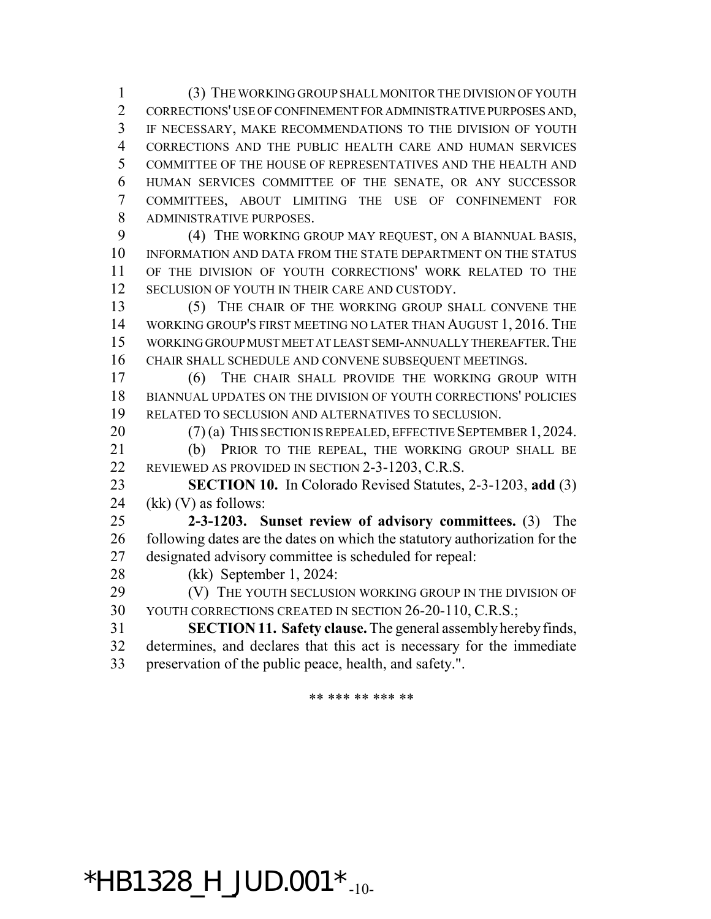(3) THE WORKING GROUP SHALL MONITOR THE DIVISION OF YOUTH CORRECTIONS' USE OF CONFINEMENT FOR ADMINISTRATIVE PURPOSES AND, IF NECESSARY, MAKE RECOMMENDATIONS TO THE DIVISION OF YOUTH CORRECTIONS AND THE PUBLIC HEALTH CARE AND HUMAN SERVICES COMMITTEE OF THE HOUSE OF REPRESENTATIVES AND THE HEALTH AND HUMAN SERVICES COMMITTEE OF THE SENATE, OR ANY SUCCESSOR COMMITTEES, ABOUT LIMITING THE USE OF CONFINEMENT FOR ADMINISTRATIVE PURPOSES.

(4) THE WORKING GROUP MAY REQUEST, ON A BIANNUAL BASIS, INFORMATION AND DATA FROM THE STATE DEPARTMENT ON THE STATUS OF THE DIVISION OF YOUTH CORRECTIONS' WORK RELATED TO THE SECLUSION OF YOUTH IN THEIR CARE AND CUSTODY.

(5) THE CHAIR OF THE WORKING GROUP SHALL CONVENE THE WORKING GROUP'S FIRST MEETING NO LATER THAN AUGUST 1, 2016. THE WORKING GROUP MUST MEET AT LEAST SEMI-ANNUALLY THEREAFTER. THE CHAIR SHALL SCHEDULE AND CONVENE SUBSEQUENT MEETINGS.

(6) THE CHAIR SHALL PROVIDE THE WORKING GROUP WITH BIANNUAL UPDATES ON THE DIVISION OF YOUTH CORRECTIONS' POLICIES RELATED TO SECLUSION AND ALTERNATIVES TO SECLUSION.

(7) (a) THIS SECTION IS REPEALED, EFFECTIVE SEPTEMBER 1, 2024.

(b) PRIOR TO THE REPEAL, THE WORKING GROUP SHALL BE REVIEWED AS PROVIDED IN SECTION 2-3-1203, C.R.S.

**SECTION 10.** In Colorado Revised Statutes, 2-3-1203, **add** (3) (kk) (V) as follows:

**2-3-1203. Sunset review of advisory committees.** (3) The following dates are the dates on which the statutory authorization for the designated advisory committee is scheduled for repeal:

(kk) September 1, 2024:

(V) THE YOUTH SECLUSION WORKING GROUP IN THE DIVISION OF YOUTH CORRECTIONS CREATED IN SECTION 26-20-110, C.R.S.;

**SECTION 11. Safety clause.** The general assembly hereby finds, determines, and declares that this act is necessary for the immediate preservation of the public peace, health, and safety.".

** *** ** *** **

*HB1328_H_JUD.001*